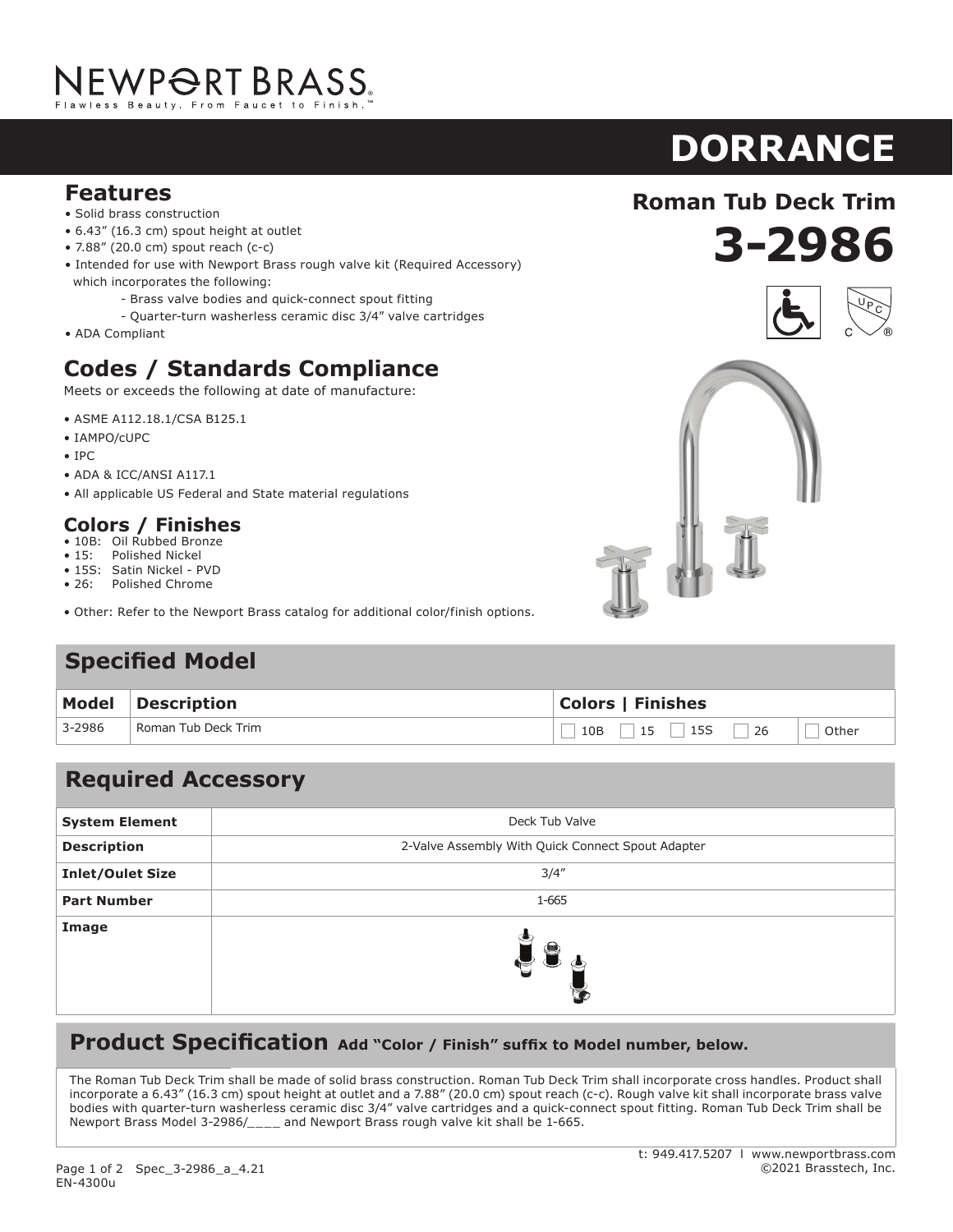# NEWPORT BRASS

Flawless Beauty. From Faucet to Finish.™

# DORRANCE

## Roman Tub Deck Trim

# 3-2986

## Features

- Solid brass construction
- 6.43" (16.3 cm) spout height at outlet
- 7.88" (20.0 cm) spout reach (c-c)
- Intended for use with Newport Brass rough valve kit (Required Accessory) which incorporates the following:
  - Brass valve bodies and quick-connect spout fitting
  - Quarter-turn washerless ceramic disc 3/4" valve cartridges
- ADA Compliant

## Codes / Standards Compliance

Meets or exceeds the following at date of manufacture:

- ASME A112.18.1/CSA B125.1
- IAMPO/cUPC
- IPC
- ADA & ICC/ANSI A117.1
- All applicable US Federal and State material regulations

## Colors / Finishes

- 10B: Oil Rubbed Bronze
- 15: Polished Nickel
- 15S: Satin Nickel - PVD
- 26: Polished Chrome

- Other: Refer to the Newport Brass catalog for additional color/finish options.

## Specified Model

| Model | Description | Colors \| Finishes | |
|---|---|---|---|
| 3-2986 | Roman Tub Deck Trim | ☐ 10B ☐ 15 ☐ 15S ☐ 26 | ☐ Other |

## Required Accessory

| System Element | Deck Tub Valve |
|---|---|
| **Description** | 2-Valve Assembly With Quick Connect Spout Adapter |
| **Inlet/Oulet Size** | 3/4" |
| **Part Number** | 1-665 |
| **Image** | |

## Product Specification Add "Color / Finish" suffix to Model number, below.

The Roman Tub Deck Trim shall be made of solid brass construction. Roman Tub Deck Trim shall incorporate cross handles. Product shall incorporate a 6.43" (16.3 cm) spout height at outlet and a 7.88" (20.0 cm) spout reach (c-c). Rough valve kit shall incorporate brass valve bodies with quarter-turn washerless ceramic disc 3/4" valve cartridges and a quick-connect spout fitting. Roman Tub Deck Trim shall be Newport Brass Model 3-2986/____ and Newport Brass rough valve kit shall be 1-665.

t: 949.417.5207 I www.newportbrass.com
©2021 Brasstech, Inc.

Spec_3-2986_a_4.21
EN-4300u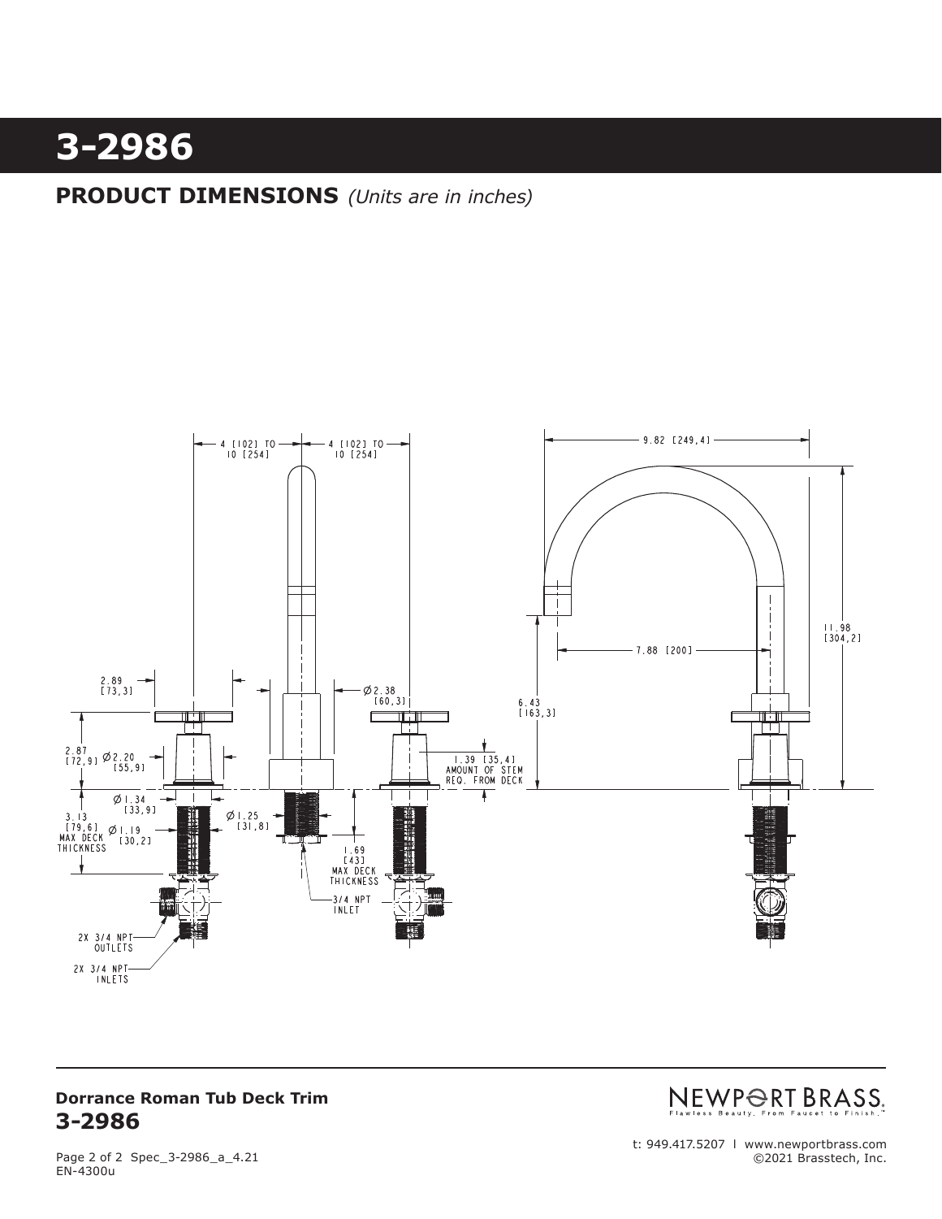# 3-2986

## PRODUCT DIMENSIONS *(Units are in inches)*

4 [102] TO 10 [254]

4 [102] TO 10 [254]

9.82 [249,4]

2.89 [73,3]

Ø2.38 [60,3]

6.43 [163,3]

7.88 [200]

11.98 [304,2]

2.87 [72,9]

Ø2.20 [55,9]

1.39 [35,4] AMOUNT OF STEM REQ. FROM DECK

Ø1.34 [33,9]

Ø1.25 [31,8]

3.13 [79,6] MAX DECK THICKNESS

Ø1.19 [30,2]

1.69 [43] MAX DECK THICKNESS

3/4 NPT INLET

2X 3/4 NPT OUTLETS

2X 3/4 NPT INLETS

**Dorrance Roman Tub Deck Trim**
**3-2986**

Spec_3-2986_a_4.21
EN-4300u

NEWPORT BRASS. Flawless Beauty. From Faucet to Finish.™

t: 949.417.5207 | www.newportbrass.com
©2021 Brasstech, Inc.